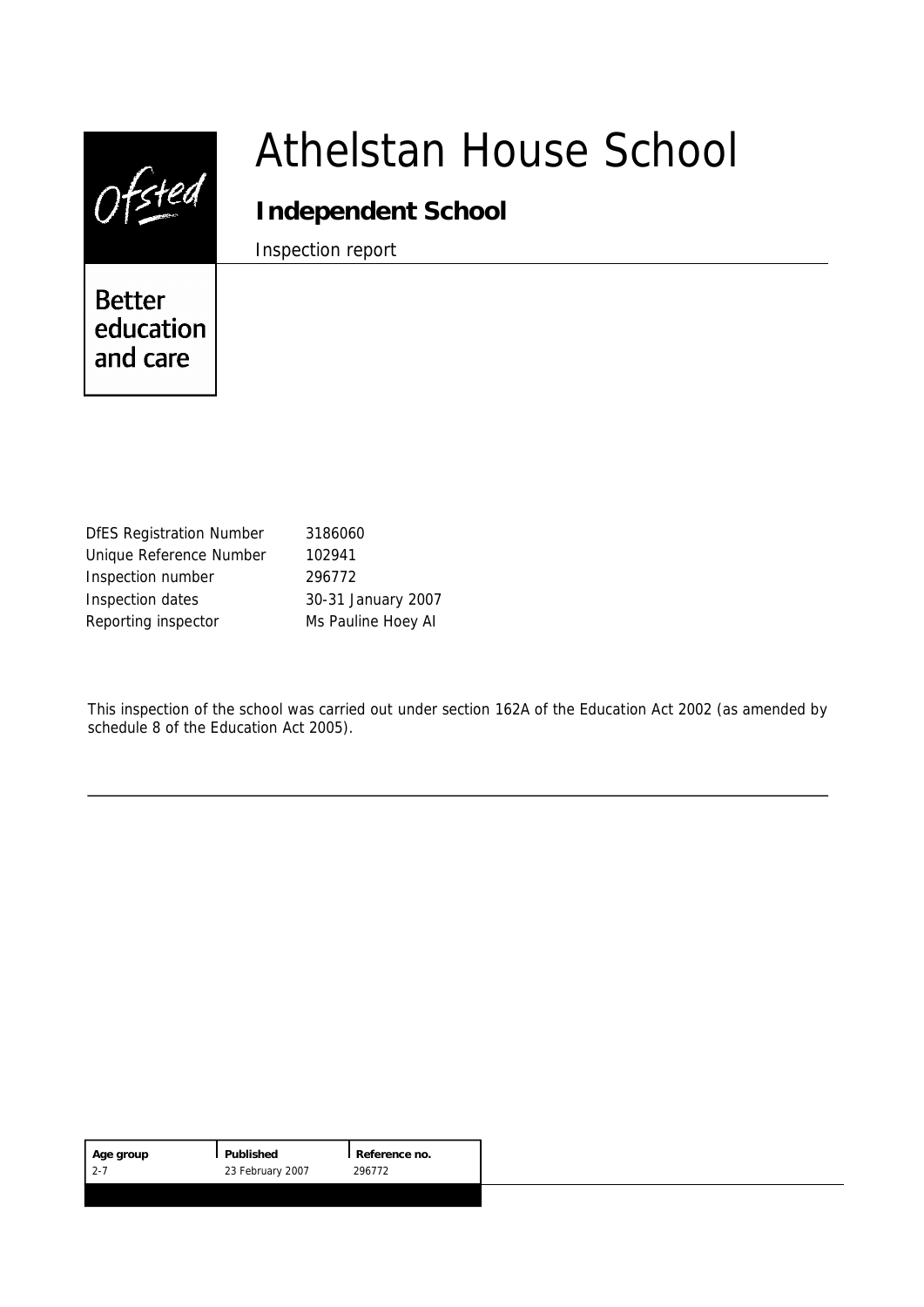Ofsted

Better education and care

# Athelstan House School

## Independent School

Inspection report

| | |
|---|---|
| DfES Registration Number | 3186060 |
| Unique Reference Number | 102941 |
| Inspection number | 296772 |
| Inspection dates | 30-31 January 2007 |
| Reporting inspector | Ms Pauline Hoey AI |

This inspection of the school was carried out under section 162A of the Education Act 2002 (as amended by schedule 8 of the Education Act 2005).

| Age group | Published | Reference no. |
|---|---|---|
| 2-7 | 23 February 2007 | 296772 |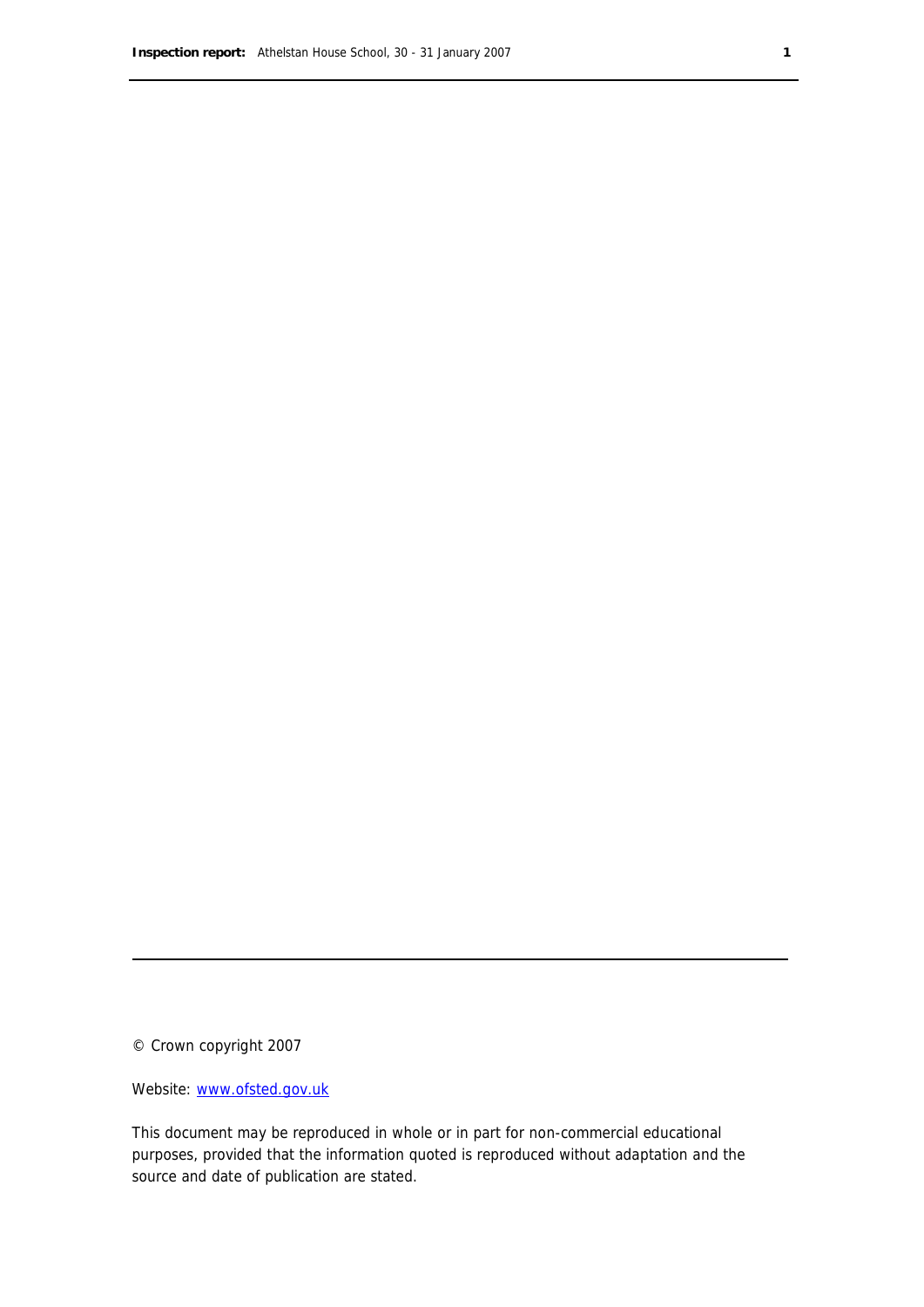© Crown copyright 2007

Website: [www.ofsted.gov.uk](http://www.ofsted.gov.uk)

This document may be reproduced in whole or in part for non-commercial educational purposes, provided that the information quoted is reproduced without adaptation and the source and date of publication are stated.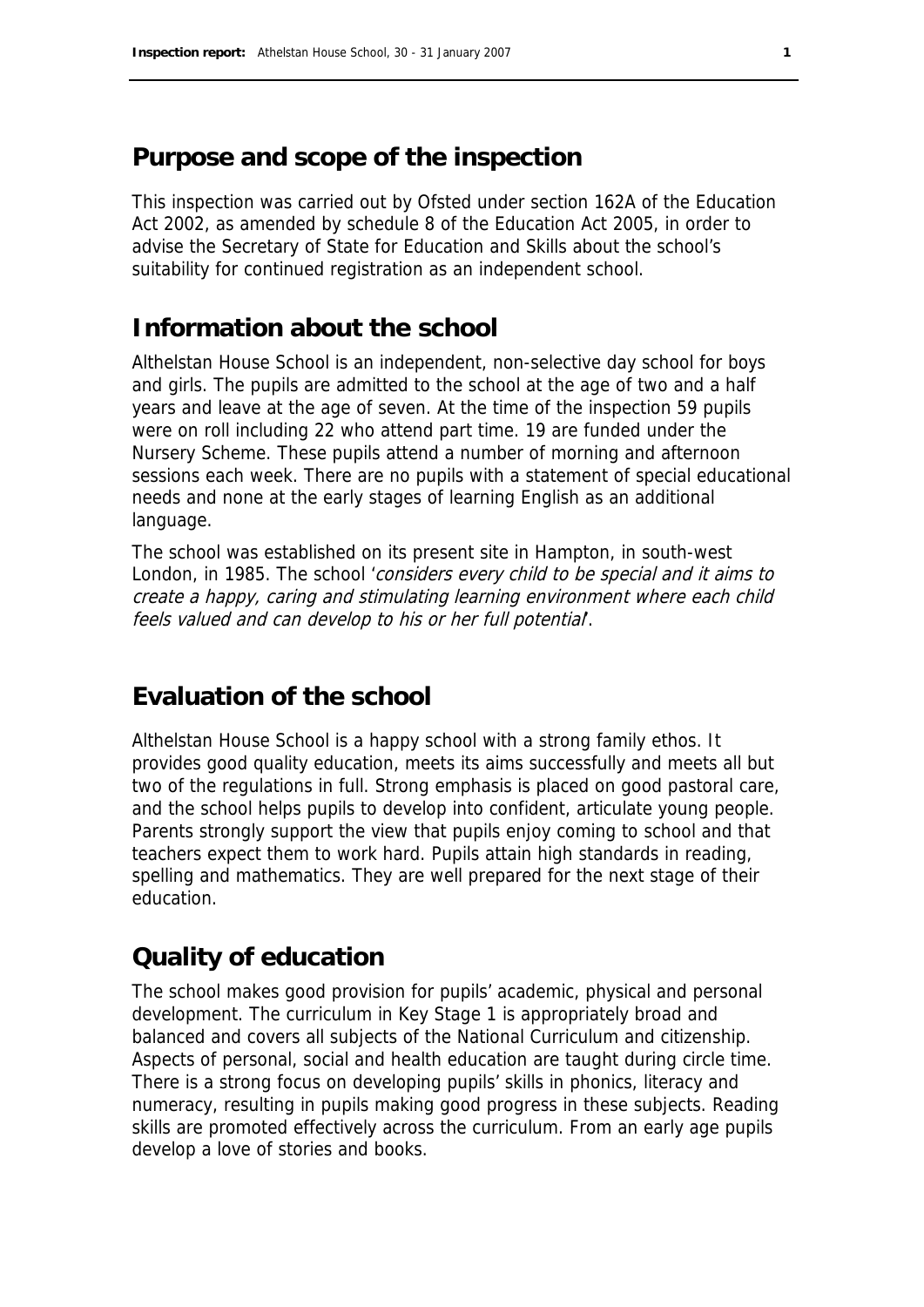## Purpose and scope of the inspection

This inspection was carried out by Ofsted under section 162A of the Education Act 2002, as amended by schedule 8 of the Education Act 2005, in order to advise the Secretary of State for Education and Skills about the school's suitability for continued registration as an independent school.

## Information about the school

Althelstan House School is an independent, non-selective day school for boys and girls. The pupils are admitted to the school at the age of two and a half years and leave at the age of seven. At the time of the inspection 59 pupils were on roll including 22 who attend part time. 19 are funded under the Nursery Scheme. These pupils attend a number of morning and afternoon sessions each week. There are no pupils with a statement of special educational needs and none at the early stages of learning English as an additional language.

The school was established on its present site in Hampton, in south-west London, in 1985. The school '*considers every child to be special and it aims to create a happy, caring and stimulating learning environment where each child feels valued and can develop to his or her full potential*'.

## Evaluation of the school

Althelstan House School is a happy school with a strong family ethos. It provides good quality education, meets its aims successfully and meets all but two of the regulations in full. Strong emphasis is placed on good pastoral care, and the school helps pupils to develop into confident, articulate young people. Parents strongly support the view that pupils enjoy coming to school and that teachers expect them to work hard. Pupils attain high standards in reading, spelling and mathematics. They are well prepared for the next stage of their education.

## Quality of education

The school makes good provision for pupils' academic, physical and personal development. The curriculum in Key Stage 1 is appropriately broad and balanced and covers all subjects of the National Curriculum and citizenship. Aspects of personal, social and health education are taught during circle time. There is a strong focus on developing pupils' skills in phonics, literacy and numeracy, resulting in pupils making good progress in these subjects. Reading skills are promoted effectively across the curriculum. From an early age pupils develop a love of stories and books.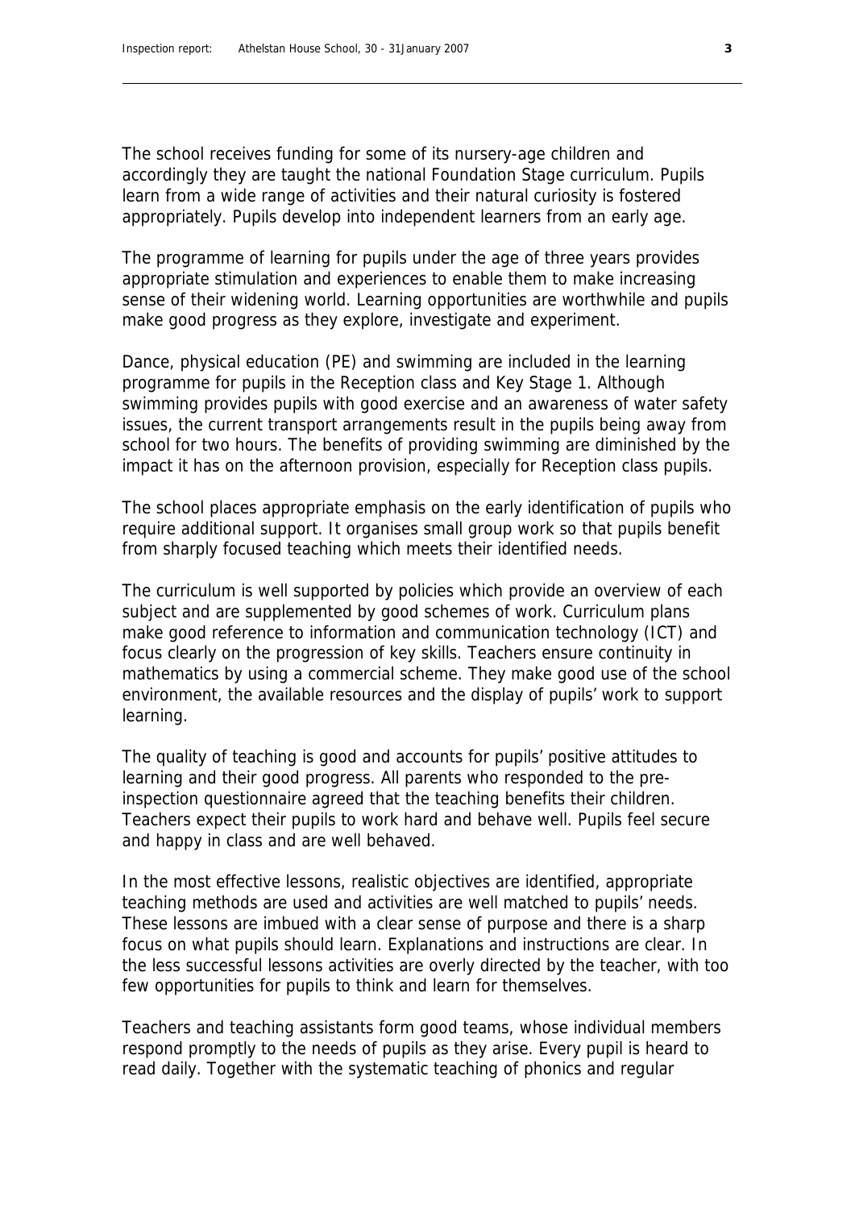The school receives funding for some of its nursery-age children and accordingly they are taught the national Foundation Stage curriculum. Pupils learn from a wide range of activities and their natural curiosity is fostered appropriately. Pupils develop into independent learners from an early age.

The programme of learning for pupils under the age of three years provides appropriate stimulation and experiences to enable them to make increasing sense of their widening world. Learning opportunities are worthwhile and pupils make good progress as they explore, investigate and experiment.

Dance, physical education (PE) and swimming are included in the learning programme for pupils in the Reception class and Key Stage 1. Although swimming provides pupils with good exercise and an awareness of water safety issues, the current transport arrangements result in the pupils being away from school for two hours. The benefits of providing swimming are diminished by the impact it has on the afternoon provision, especially for Reception class pupils.

The school places appropriate emphasis on the early identification of pupils who require additional support. It organises small group work so that pupils benefit from sharply focused teaching which meets their identified needs.

The curriculum is well supported by policies which provide an overview of each subject and are supplemented by good schemes of work. Curriculum plans make good reference to information and communication technology (ICT) and focus clearly on the progression of key skills. Teachers ensure continuity in mathematics by using a commercial scheme. They make good use of the school environment, the available resources and the display of pupils' work to support learning.

The quality of teaching is good and accounts for pupils' positive attitudes to learning and their good progress. All parents who responded to the pre-inspection questionnaire agreed that the teaching benefits their children. Teachers expect their pupils to work hard and behave well. Pupils feel secure and happy in class and are well behaved.

In the most effective lessons, realistic objectives are identified, appropriate teaching methods are used and activities are well matched to pupils' needs. These lessons are imbued with a clear sense of purpose and there is a sharp focus on what pupils should learn. Explanations and instructions are clear. In the less successful lessons activities are overly directed by the teacher, with too few opportunities for pupils to think and learn for themselves.

Teachers and teaching assistants form good teams, whose individual members respond promptly to the needs of pupils as they arise. Every pupil is heard to read daily. Together with the systematic teaching of phonics and regular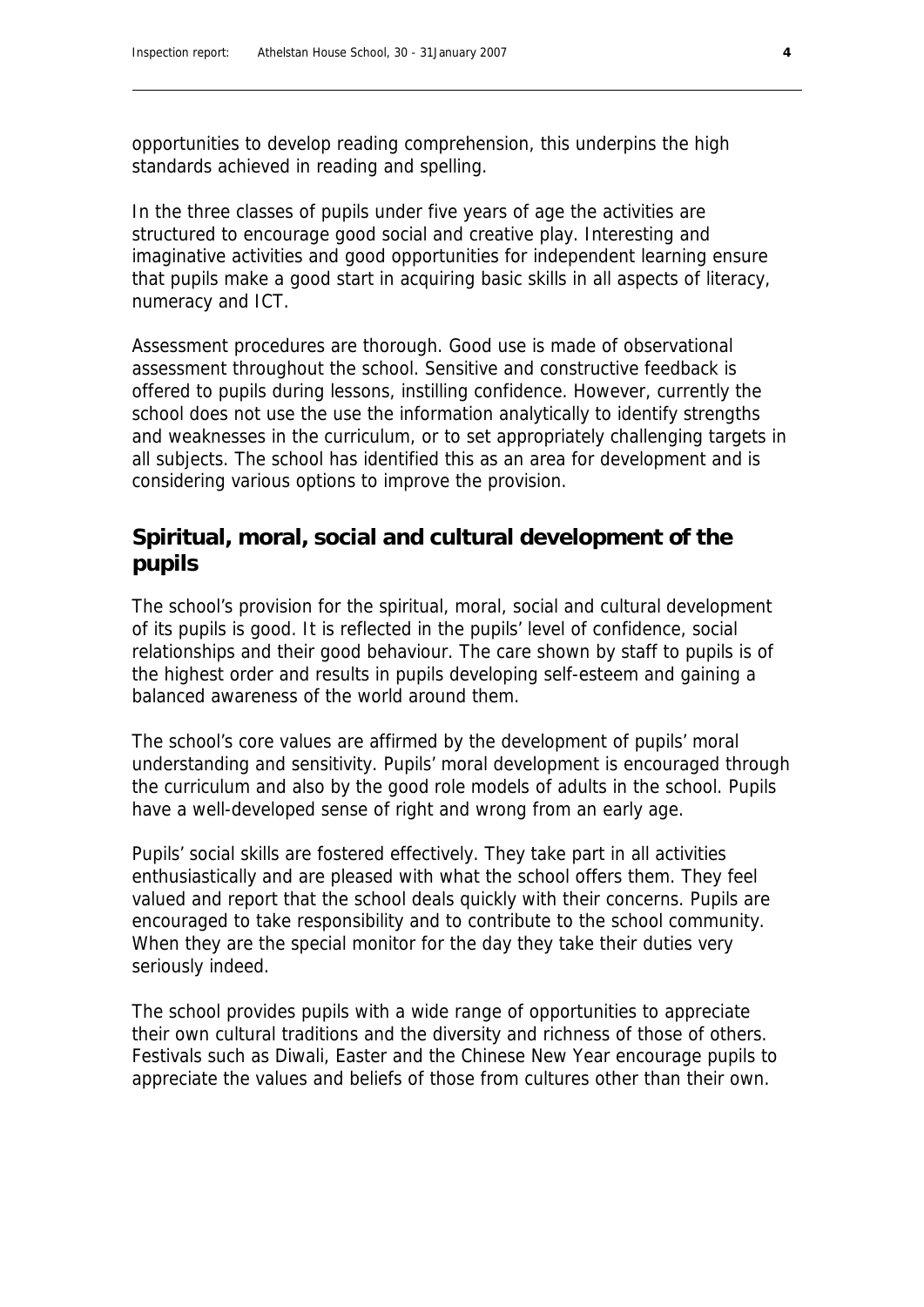opportunities to develop reading comprehension, this underpins the high standards achieved in reading and spelling.

In the three classes of pupils under five years of age the activities are structured to encourage good social and creative play. Interesting and imaginative activities and good opportunities for independent learning ensure that pupils make a good start in acquiring basic skills in all aspects of literacy, numeracy and ICT.

Assessment procedures are thorough. Good use is made of observational assessment throughout the school. Sensitive and constructive feedback is offered to pupils during lessons, instilling confidence. However, currently the school does not use the use the information analytically to identify strengths and weaknesses in the curriculum, or to set appropriately challenging targets in all subjects. The school has identified this as an area for development and is considering various options to improve the provision.

## Spiritual, moral, social and cultural development of the pupils

The school's provision for the spiritual, moral, social and cultural development of its pupils is good. It is reflected in the pupils' level of confidence, social relationships and their good behaviour. The care shown by staff to pupils is of the highest order and results in pupils developing self-esteem and gaining a balanced awareness of the world around them.

The school's core values are affirmed by the development of pupils' moral understanding and sensitivity. Pupils' moral development is encouraged through the curriculum and also by the good role models of adults in the school. Pupils have a well-developed sense of right and wrong from an early age.

Pupils' social skills are fostered effectively. They take part in all activities enthusiastically and are pleased with what the school offers them. They feel valued and report that the school deals quickly with their concerns. Pupils are encouraged to take responsibility and to contribute to the school community. When they are the special monitor for the day they take their duties very seriously indeed.

The school provides pupils with a wide range of opportunities to appreciate their own cultural traditions and the diversity and richness of those of others. Festivals such as Diwali, Easter and the Chinese New Year encourage pupils to appreciate the values and beliefs of those from cultures other than their own.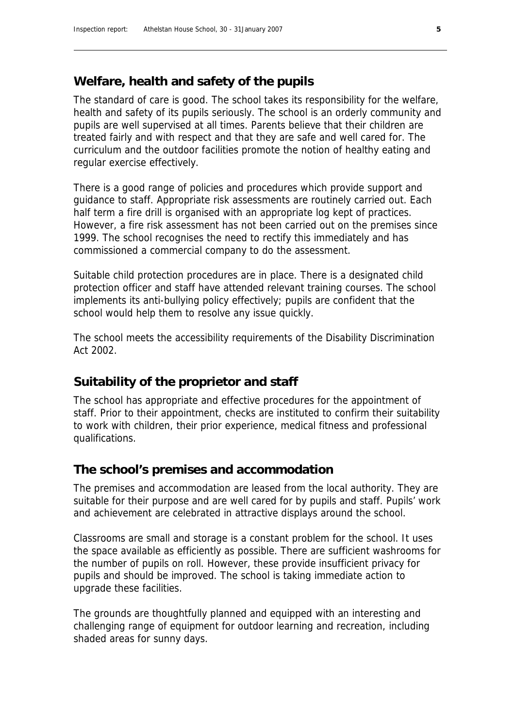## Welfare, health and safety of the pupils

The standard of care is good. The school takes its responsibility for the welfare, health and safety of its pupils seriously. The school is an orderly community and pupils are well supervised at all times. Parents believe that their children are treated fairly and with respect and that they are safe and well cared for. The curriculum and the outdoor facilities promote the notion of healthy eating and regular exercise effectively.

There is a good range of policies and procedures which provide support and guidance to staff. Appropriate risk assessments are routinely carried out. Each half term a fire drill is organised with an appropriate log kept of practices. However, a fire risk assessment has not been carried out on the premises since 1999. The school recognises the need to rectify this immediately and has commissioned a commercial company to do the assessment.

Suitable child protection procedures are in place. There is a designated child protection officer and staff have attended relevant training courses. The school implements its anti-bullying policy effectively; pupils are confident that the school would help them to resolve any issue quickly.

The school meets the accessibility requirements of the Disability Discrimination Act 2002.

## Suitability of the proprietor and staff

The school has appropriate and effective procedures for the appointment of staff. Prior to their appointment, checks are instituted to confirm their suitability to work with children, their prior experience, medical fitness and professional qualifications.

## The school's premises and accommodation

The premises and accommodation are leased from the local authority. They are suitable for their purpose and are well cared for by pupils and staff. Pupils' work and achievement are celebrated in attractive displays around the school.

Classrooms are small and storage is a constant problem for the school. It uses the space available as efficiently as possible. There are sufficient washrooms for the number of pupils on roll. However, these provide insufficient privacy for pupils and should be improved. The school is taking immediate action to upgrade these facilities.

The grounds are thoughtfully planned and equipped with an interesting and challenging range of equipment for outdoor learning and recreation, including shaded areas for sunny days.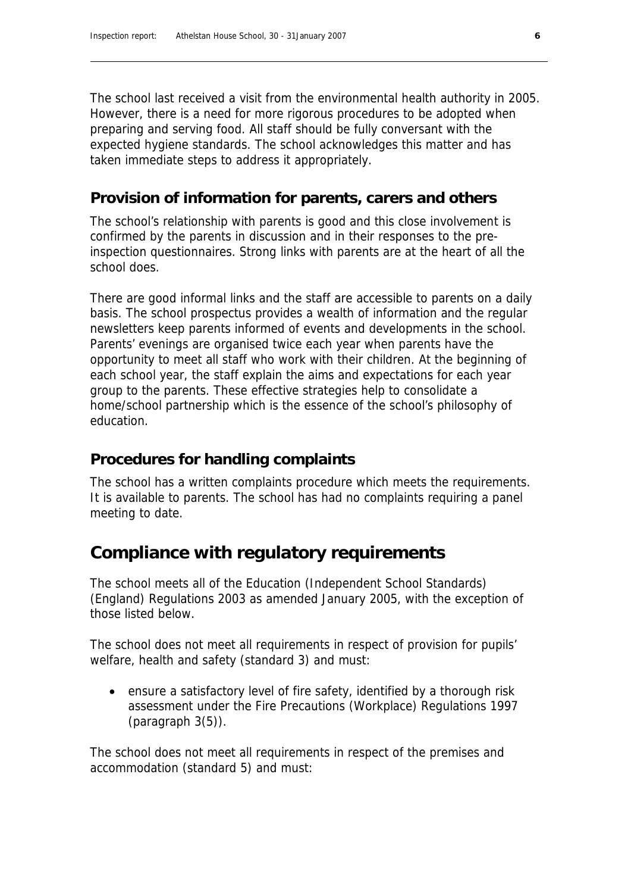The school last received a visit from the environmental health authority in 2005. However, there is a need for more rigorous procedures to be adopted when preparing and serving food. All staff should be fully conversant with the expected hygiene standards. The school acknowledges this matter and has taken immediate steps to address it appropriately.

### Provision of information for parents, carers and others

The school's relationship with parents is good and this close involvement is confirmed by the parents in discussion and in their responses to the pre-inspection questionnaires. Strong links with parents are at the heart of all the school does.

There are good informal links and the staff are accessible to parents on a daily basis. The school prospectus provides a wealth of information and the regular newsletters keep parents informed of events and developments in the school. Parents' evenings are organised twice each year when parents have the opportunity to meet all staff who work with their children. At the beginning of each school year, the staff explain the aims and expectations for each year group to the parents. These effective strategies help to consolidate a home/school partnership which is the essence of the school's philosophy of education.

### Procedures for handling complaints

The school has a written complaints procedure which meets the requirements. It is available to parents. The school has had no complaints requiring a panel meeting to date.

## Compliance with regulatory requirements

The school meets all of the Education (Independent School Standards) (England) Regulations 2003 as amended January 2005, with the exception of those listed below.

The school does not meet all requirements in respect of provision for pupils' welfare, health and safety (standard 3) and must:

- ensure a satisfactory level of fire safety, identified by a thorough risk assessment under the Fire Precautions (Workplace) Regulations 1997 (paragraph 3(5)).

The school does not meet all requirements in respect of the premises and accommodation (standard 5) and must: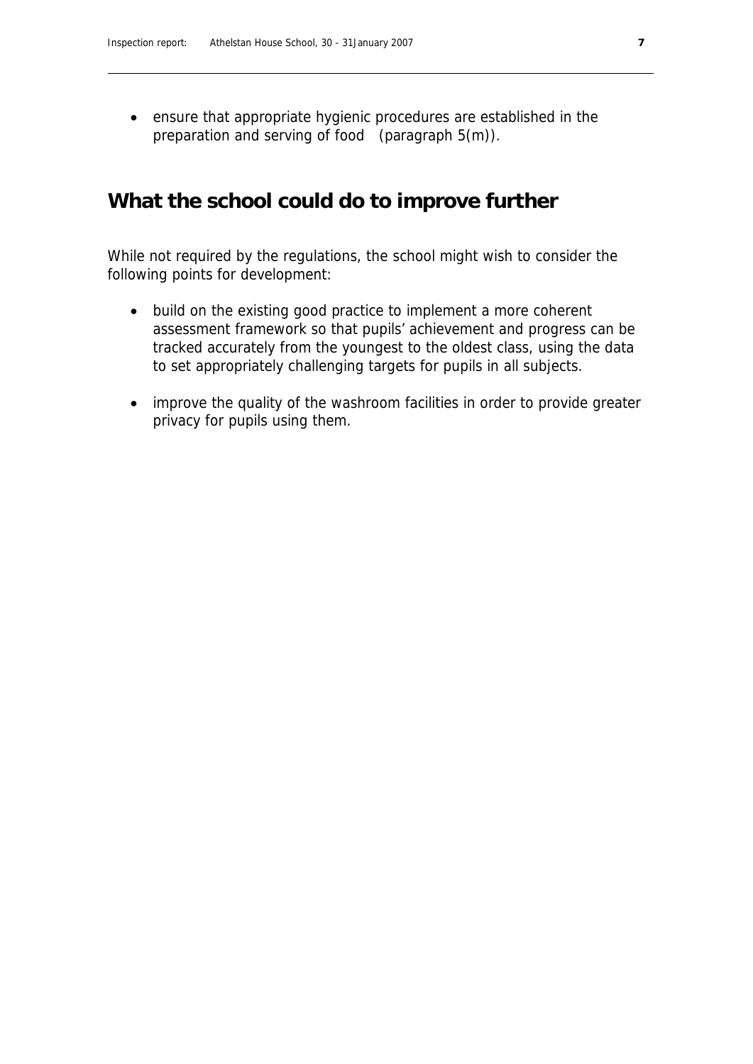- ensure that appropriate hygienic procedures are established in the preparation and serving of food (paragraph 5(m)).

## What the school could do to improve further

While not required by the regulations, the school might wish to consider the following points for development:

- build on the existing good practice to implement a more coherent assessment framework so that pupils' achievement and progress can be tracked accurately from the youngest to the oldest class, using the data to set appropriately challenging targets for pupils in all subjects.
- improve the quality of the washroom facilities in order to provide greater privacy for pupils using them.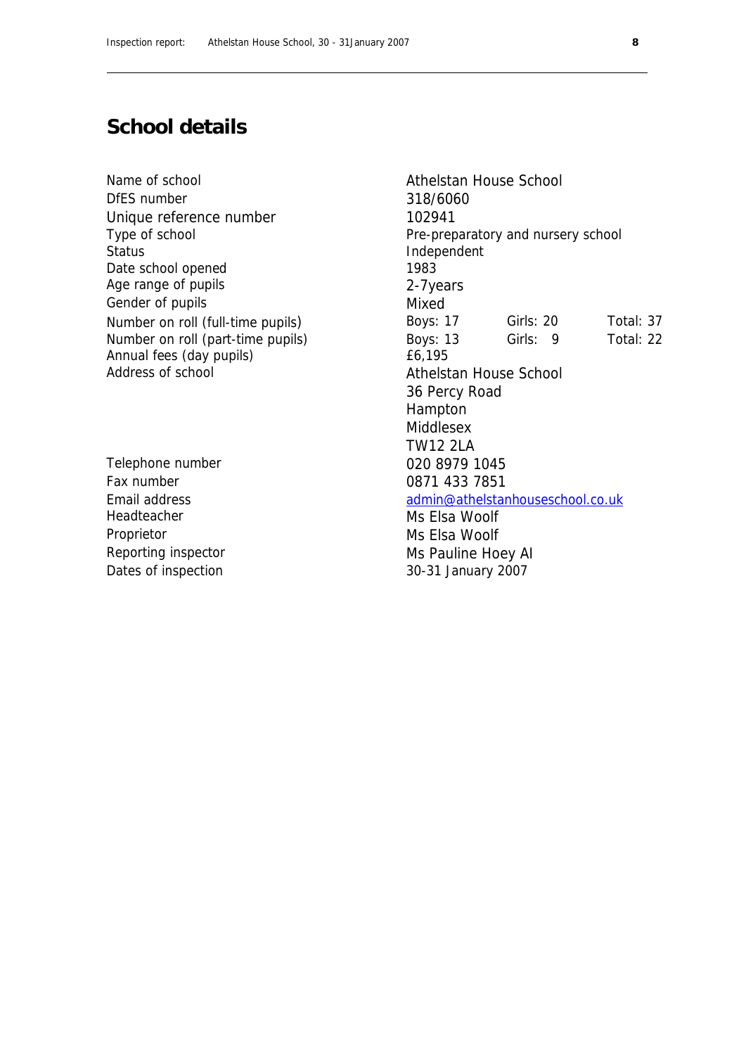## School details

| | | | |
|---|---|---|---|
| Name of school | Athelstan House School | | |
| DfES number | 318/6060 | | |
| Unique reference number | 102941 | | |
| Type of school | Pre-preparatory and nursery school | | |
| Status | Independent | | |
| Date school opened | 1983 | | |
| Age range of pupils | 2-7years | | |
| Gender of pupils | Mixed | | |
| Number on roll (full-time pupils) | Boys: 17 | Girls: 20 | Total: 37 |
| Number on roll (part-time pupils) | Boys: 13 | Girls: 9 | Total: 22 |
| Annual fees (day pupils) | £6,195 | | |
| Address of school | Athelstan House School<br>36 Percy Road<br>Hampton<br>Middlesex<br>TW12 2LA | | |
| Telephone number | 020 8979 1045 | | |
| Fax number | 0871 433 7851 | | |
| Email address | admin@athelstanhouseschool.co.uk | | |
| Headteacher | Ms Elsa Woolf | | |
| Proprietor | Ms Elsa Woolf | | |
| Reporting inspector | Ms Pauline Hoey AI | | |
| Dates of inspection | 30-31 January 2007 | | |